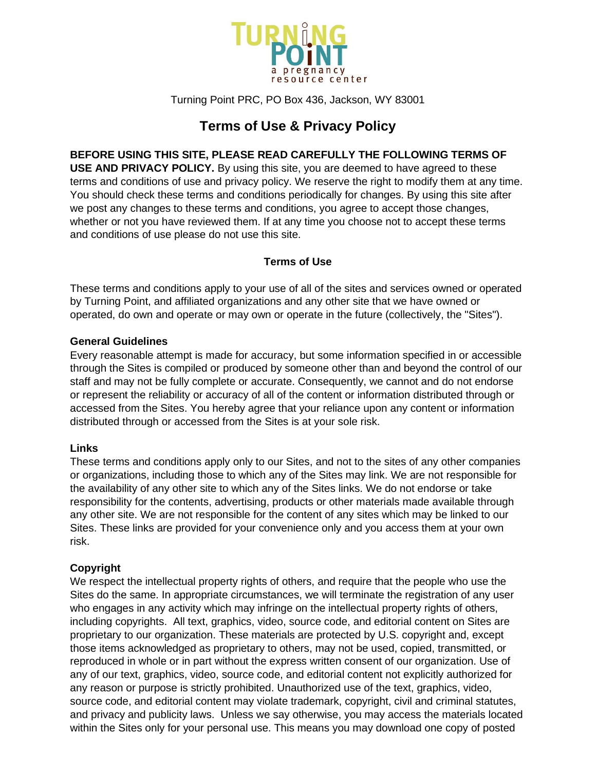Turning Point PRC, PO Box 436, Jackson, WY 83001

# Terms of Use & Privacy Policy

**BEFORE USING THIS SITE, PLEASE READ CAREFULLY THE FOLLOWING TERMS OF USE AND PRIVACY POLICY.** By using this site, you are deemed to have agreed to these terms and conditions of use and privacy policy. We reserve the right to modify them at any time. You should check these terms and conditions periodically for changes. By using this site after we post any changes to these terms and conditions, you agree to accept those changes, whether or not you have reviewed them. If at any time you choose not to accept these terms and conditions of use please do not use this site.

## Terms of Use

These terms and conditions apply to your use of all of the sites and services owned or operated by Turning Point, and affiliated organizations and any other site that we have owned or operated, do own and operate or may own or operate in the future (collectively, the "Sites").

### General Guidelines

Every reasonable attempt is made for accuracy, but some information specified in or accessible through the Sites is compiled or produced by someone other than and beyond the control of our staff and may not be fully complete or accurate. Consequently, we cannot and do not endorse or represent the reliability or accuracy of all of the content or information distributed through or accessed from the Sites. You hereby agree that your reliance upon any content or information distributed through or accessed from the Sites is at your sole risk.

### Links

These terms and conditions apply only to our Sites, and not to the sites of any other companies or organizations, including those to which any of the Sites may link. We are not responsible for the availability of any other site to which any of the Sites links. We do not endorse or take responsibility for the contents, advertising, products or other materials made available through any other site. We are not responsible for the content of any sites which may be linked to our Sites. These links are provided for your convenience only and you access them at your own risk.

### Copyright

We respect the intellectual property rights of others, and require that the people who use the Sites do the same. In appropriate circumstances, we will terminate the registration of any user who engages in any activity which may infringe on the intellectual property rights of others, including copyrights. All text, graphics, video, source code, and editorial content on Sites are proprietary to our organization. These materials are protected by U.S. copyright and, except those items acknowledged as proprietary to others, may not be used, copied, transmitted, or reproduced in whole or in part without the express written consent of our organization. Use of any of our text, graphics, video, source code, and editorial content not explicitly authorized for any reason or purpose is strictly prohibited. Unauthorized use of the text, graphics, video, source code, and editorial content may violate trademark, copyright, civil and criminal statutes, and privacy and publicity laws. Unless we say otherwise, you may access the materials located within the Sites only for your personal use. This means you may download one copy of posted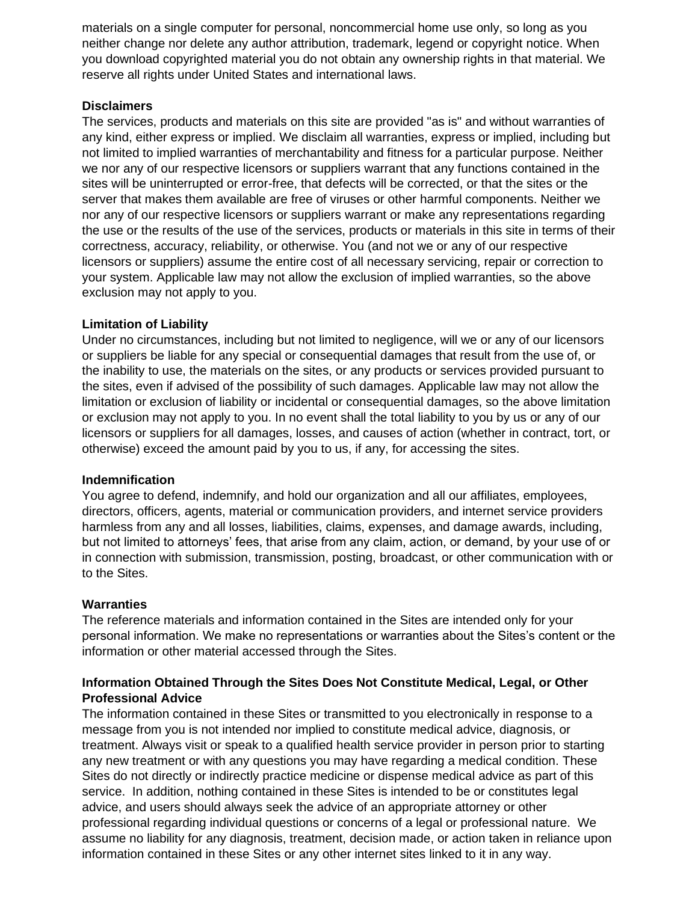materials on a single computer for personal, noncommercial home use only, so long as you neither change nor delete any author attribution, trademark, legend or copyright notice. When you download copyrighted material you do not obtain any ownership rights in that material. We reserve all rights under United States and international laws.

**Disclaimers**

The services, products and materials on this site are provided "as is" and without warranties of any kind, either express or implied. We disclaim all warranties, express or implied, including but not limited to implied warranties of merchantability and fitness for a particular purpose. Neither we nor any of our respective licensors or suppliers warrant that any functions contained in the sites will be uninterrupted or error-free, that defects will be corrected, or that the sites or the server that makes them available are free of viruses or other harmful components. Neither we nor any of our respective licensors or suppliers warrant or make any representations regarding the use or the results of the use of the services, products or materials in this site in terms of their correctness, accuracy, reliability, or otherwise. You (and not we or any of our respective licensors or suppliers) assume the entire cost of all necessary servicing, repair or correction to your system. Applicable law may not allow the exclusion of implied warranties, so the above exclusion may not apply to you.

**Limitation of Liability**

Under no circumstances, including but not limited to negligence, will we or any of our licensors or suppliers be liable for any special or consequential damages that result from the use of, or the inability to use, the materials on the sites, or any products or services provided pursuant to the sites, even if advised of the possibility of such damages. Applicable law may not allow the limitation or exclusion of liability or incidental or consequential damages, so the above limitation or exclusion may not apply to you. In no event shall the total liability to you by us or any of our licensors or suppliers for all damages, losses, and causes of action (whether in contract, tort, or otherwise) exceed the amount paid by you to us, if any, for accessing the sites.

**Indemnification**

You agree to defend, indemnify, and hold our organization and all our affiliates, employees, directors, officers, agents, material or communication providers, and internet service providers harmless from any and all losses, liabilities, claims, expenses, and damage awards, including, but not limited to attorneys' fees, that arise from any claim, action, or demand, by your use of or in connection with submission, transmission, posting, broadcast, or other communication with or to the Sites.

**Warranties**

The reference materials and information contained in the Sites are intended only for your personal information. We make no representations or warranties about the Sites's content or the information or other material accessed through the Sites.

**Information Obtained Through the Sites Does Not Constitute Medical, Legal, or Other Professional Advice**

The information contained in these Sites or transmitted to you electronically in response to a message from you is not intended nor implied to constitute medical advice, diagnosis, or treatment. Always visit or speak to a qualified health service provider in person prior to starting any new treatment or with any questions you may have regarding a medical condition. These Sites do not directly or indirectly practice medicine or dispense medical advice as part of this service. In addition, nothing contained in these Sites is intended to be or constitutes legal advice, and users should always seek the advice of an appropriate attorney or other professional regarding individual questions or concerns of a legal or professional nature. We assume no liability for any diagnosis, treatment, decision made, or action taken in reliance upon information contained in these Sites or any other internet sites linked to it in any way.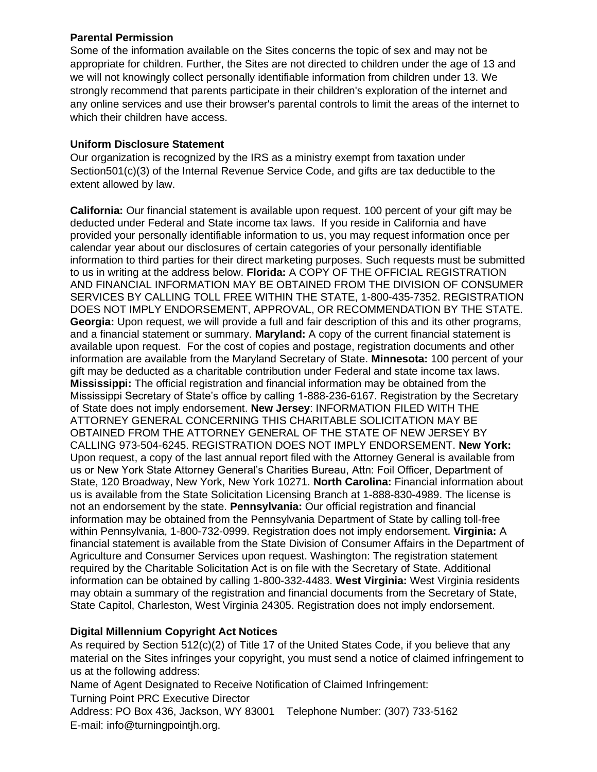**Parental Permission**

Some of the information available on the Sites concerns the topic of sex and may not be appropriate for children. Further, the Sites are not directed to children under the age of 13 and we will not knowingly collect personally identifiable information from children under 13. We strongly recommend that parents participate in their children's exploration of the internet and any online services and use their browser's parental controls to limit the areas of the internet to which their children have access.

**Uniform Disclosure Statement**

Our organization is recognized by the IRS as a ministry exempt from taxation under Section501(c)(3) of the Internal Revenue Service Code, and gifts are tax deductible to the extent allowed by law.

**California:** Our financial statement is available upon request. 100 percent of your gift may be deducted under Federal and State income tax laws. If you reside in California and have provided your personally identifiable information to us, you may request information once per calendar year about our disclosures of certain categories of your personally identifiable information to third parties for their direct marketing purposes. Such requests must be submitted to us in writing at the address below. **Florida:** A COPY OF THE OFFICIAL REGISTRATION AND FINANCIAL INFORMATION MAY BE OBTAINED FROM THE DIVISION OF CONSUMER SERVICES BY CALLING TOLL FREE WITHIN THE STATE, 1-800-435-7352. REGISTRATION DOES NOT IMPLY ENDORSEMENT, APPROVAL, OR RECOMMENDATION BY THE STATE. **Georgia:** Upon request, we will provide a full and fair description of this and its other programs, and a financial statement or summary. **Maryland:** A copy of the current financial statement is available upon request. For the cost of copies and postage, registration documents and other information are available from the Maryland Secretary of State. **Minnesota:** 100 percent of your gift may be deducted as a charitable contribution under Federal and state income tax laws. **Mississippi:** The official registration and financial information may be obtained from the Mississippi Secretary of State's office by calling 1-888-236-6167. Registration by the Secretary of State does not imply endorsement. **New Jersey**: INFORMATION FILED WITH THE ATTORNEY GENERAL CONCERNING THIS CHARITABLE SOLICITATION MAY BE OBTAINED FROM THE ATTORNEY GENERAL OF THE STATE OF NEW JERSEY BY CALLING 973-504-6245. REGISTRATION DOES NOT IMPLY ENDORSEMENT. **New York:** Upon request, a copy of the last annual report filed with the Attorney General is available from us or New York State Attorney General's Charities Bureau, Attn: Foil Officer, Department of State, 120 Broadway, New York, New York 10271. **North Carolina:** Financial information about us is available from the State Solicitation Licensing Branch at 1-888-830-4989. The license is not an endorsement by the state. **Pennsylvania:** Our official registration and financial information may be obtained from the Pennsylvania Department of State by calling toll-free within Pennsylvania, 1-800-732-0999. Registration does not imply endorsement. **Virginia:** A financial statement is available from the State Division of Consumer Affairs in the Department of Agriculture and Consumer Services upon request. Washington: The registration statement required by the Charitable Solicitation Act is on file with the Secretary of State. Additional information can be obtained by calling 1-800-332-4483. **West Virginia:** West Virginia residents may obtain a summary of the registration and financial documents from the Secretary of State, State Capitol, Charleston, West Virginia 24305. Registration does not imply endorsement.

**Digital Millennium Copyright Act Notices**

As required by Section 512(c)(2) of Title 17 of the United States Code, if you believe that any material on the Sites infringes your copyright, you must send a notice of claimed infringement to us at the following address:

Name of Agent Designated to Receive Notification of Claimed Infringement:

Turning Point PRC Executive Director

Address: PO Box 436, Jackson, WY 83001 Telephone Number: (307) 733-5162

E-mail: info@turningpointjh.org.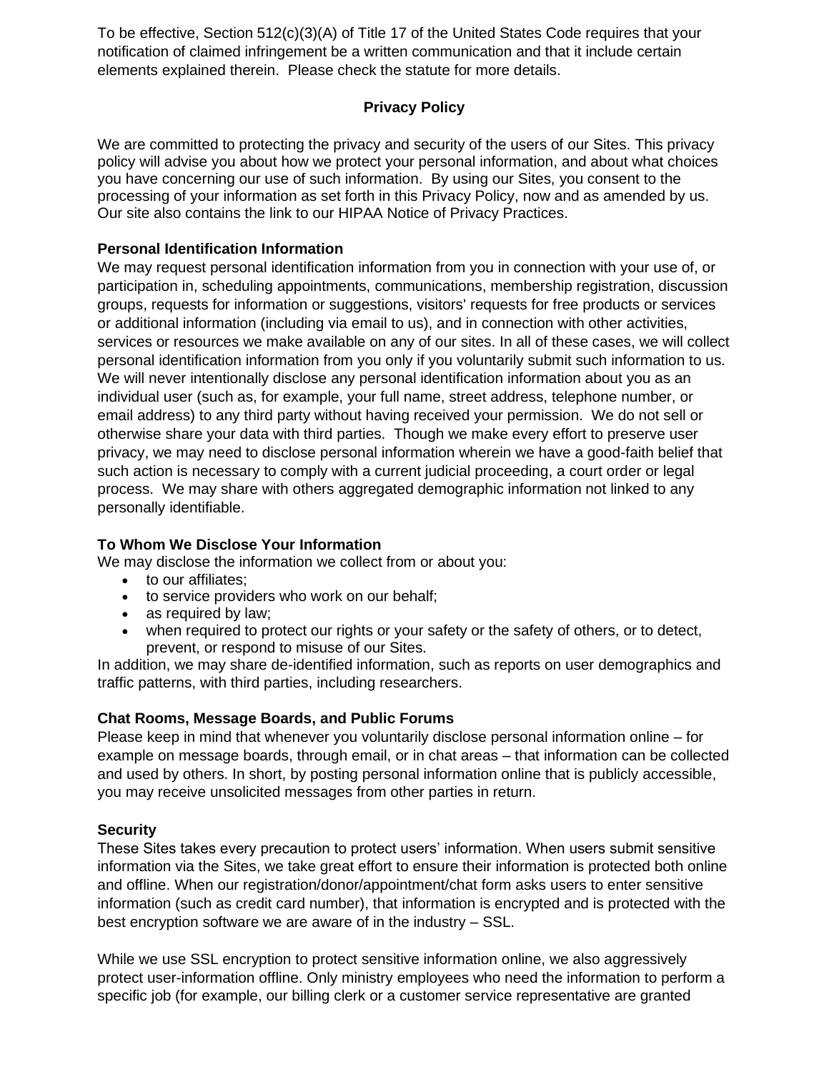To be effective, Section 512(c)(3)(A) of Title 17 of the United States Code requires that your notification of claimed infringement be a written communication and that it include certain elements explained therein. Please check the statute for more details.

## Privacy Policy

We are committed to protecting the privacy and security of the users of our Sites. This privacy policy will advise you about how we protect your personal information, and about what choices you have concerning our use of such information. By using our Sites, you consent to the processing of your information as set forth in this Privacy Policy, now and as amended by us. Our site also contains the link to our HIPAA Notice of Privacy Practices.

### Personal Identification Information

We may request personal identification information from you in connection with your use of, or participation in, scheduling appointments, communications, membership registration, discussion groups, requests for information or suggestions, visitors' requests for free products or services or additional information (including via email to us), and in connection with other activities, services or resources we make available on any of our sites. In all of these cases, we will collect personal identification information from you only if you voluntarily submit such information to us. We will never intentionally disclose any personal identification information about you as an individual user (such as, for example, your full name, street address, telephone number, or email address) to any third party without having received your permission. We do not sell or otherwise share your data with third parties. Though we make every effort to preserve user privacy, we may need to disclose personal information wherein we have a good-faith belief that such action is necessary to comply with a current judicial proceeding, a court order or legal process. We may share with others aggregated demographic information not linked to any personally identifiable.

### To Whom We Disclose Your Information

We may disclose the information we collect from or about you:

- to our affiliates;
- to service providers who work on our behalf;
- as required by law;
- when required to protect our rights or your safety or the safety of others, or to detect, prevent, or respond to misuse of our Sites.

In addition, we may share de-identified information, such as reports on user demographics and traffic patterns, with third parties, including researchers.

### Chat Rooms, Message Boards, and Public Forums

Please keep in mind that whenever you voluntarily disclose personal information online – for example on message boards, through email, or in chat areas – that information can be collected and used by others. In short, by posting personal information online that is publicly accessible, you may receive unsolicited messages from other parties in return.

### Security

These Sites takes every precaution to protect users' information. When users submit sensitive information via the Sites, we take great effort to ensure their information is protected both online and offline. When our registration/donor/appointment/chat form asks users to enter sensitive information (such as credit card number), that information is encrypted and is protected with the best encryption software we are aware of in the industry – SSL.

While we use SSL encryption to protect sensitive information online, we also aggressively protect user-information offline. Only ministry employees who need the information to perform a specific job (for example, our billing clerk or a customer service representative are granted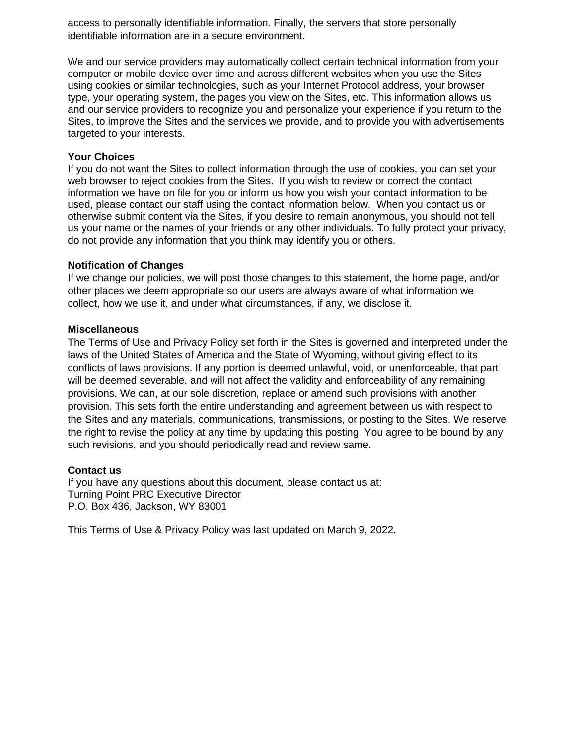access to personally identifiable information. Finally, the servers that store personally identifiable information are in a secure environment.

We and our service providers may automatically collect certain technical information from your computer or mobile device over time and across different websites when you use the Sites using cookies or similar technologies, such as your Internet Protocol address, your browser type, your operating system, the pages you view on the Sites, etc. This information allows us and our service providers to recognize you and personalize your experience if you return to the Sites, to improve the Sites and the services we provide, and to provide you with advertisements targeted to your interests.

**Your Choices**
If you do not want the Sites to collect information through the use of cookies, you can set your web browser to reject cookies from the Sites. If you wish to review or correct the contact information we have on file for you or inform us how you wish your contact information to be used, please contact our staff using the contact information below. When you contact us or otherwise submit content via the Sites, if you desire to remain anonymous, you should not tell us your name or the names of your friends or any other individuals. To fully protect your privacy, do not provide any information that you think may identify you or others.

**Notification of Changes**
If we change our policies, we will post those changes to this statement, the home page, and/or other places we deem appropriate so our users are always aware of what information we collect, how we use it, and under what circumstances, if any, we disclose it.

**Miscellaneous**
The Terms of Use and Privacy Policy set forth in the Sites is governed and interpreted under the laws of the United States of America and the State of Wyoming, without giving effect to its conflicts of laws provisions. If any portion is deemed unlawful, void, or unenforceable, that part will be deemed severable, and will not affect the validity and enforceability of any remaining provisions. We can, at our sole discretion, replace or amend such provisions with another provision. This sets forth the entire understanding and agreement between us with respect to the Sites and any materials, communications, transmissions, or posting to the Sites. We reserve the right to revise the policy at any time by updating this posting. You agree to be bound by any such revisions, and you should periodically read and review same.

**Contact us**
If you have any questions about this document, please contact us at:
Turning Point PRC Executive Director
P.O. Box 436, Jackson, WY 83001

This Terms of Use & Privacy Policy was last updated on March 9, 2022.